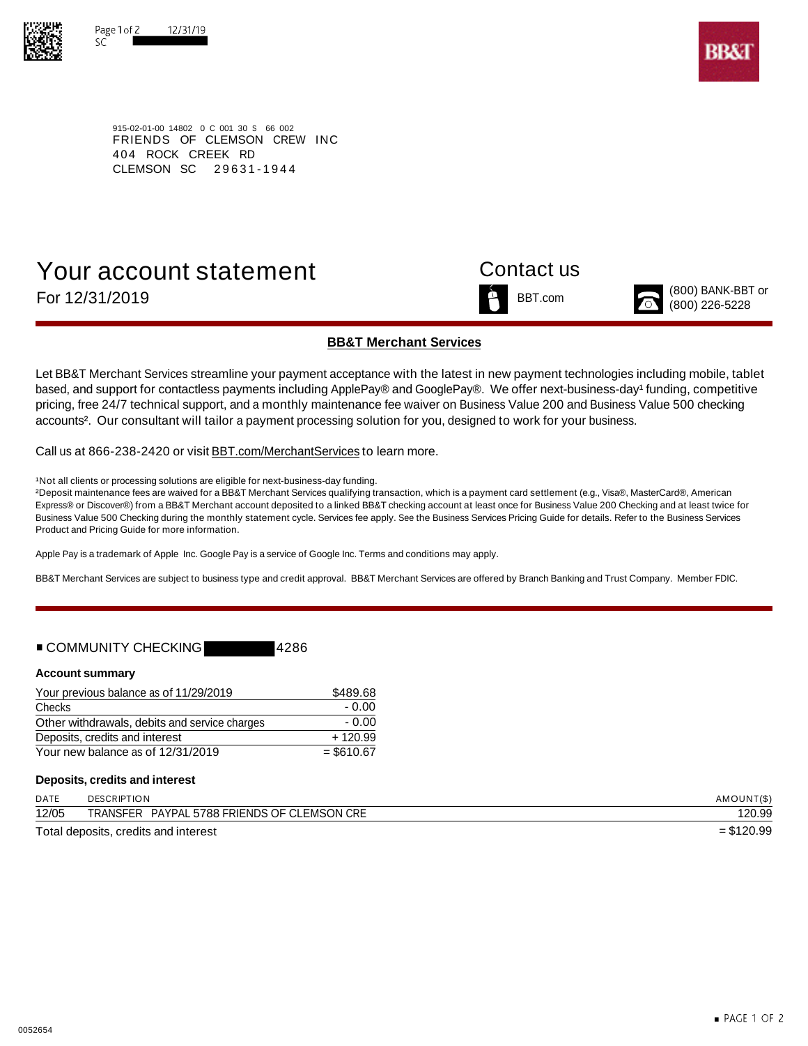SC

BB&T

915-02-01-00 14802 0 C 001 30 S 66 002
FRIENDS OF CLEMSON CREW INC
404 ROCK CREEK RD
CLEMSON SC 29631-1944

# Your account statement

For 12/31/2019

## Contact us

BBT.com

(800) BANK-BBT or (800) 226-5228

### BB&T Merchant Services

Let BB&T Merchant Services streamline your payment acceptance with the latest in new payment technologies including mobile, tablet based, and support for contactless payments including ApplePay® and GooglePay®. We offer next-business-day[1] funding, competitive pricing, free 24/7 technical support, and a monthly maintenance fee waiver on Business Value 200 and Business Value 500 checking accounts[2]. Our consultant will tailor a payment processing solution for you, designed to work for your business.

Call us at 866-238-2420 or visit BBT.com/MerchantServices to learn more.

[1]Not all clients or processing solutions are eligible for next-business-day funding.
[2]Deposit maintenance fees are waived for a BB&T Merchant Services qualifying transaction, which is a payment card settlement (e.g., Visa®, MasterCard®, American Express® or Discover®) from a BB&T Merchant account deposited to a linked BB&T checking account at least once for Business Value 200 Checking and at least twice for Business Value 500 Checking during the monthly statement cycle. Services fee apply. See the Business Services Pricing Guide for details. Refer to the Business Services Product and Pricing Guide for more information.

Apple Pay is a trademark of Apple Inc. Google Pay is a service of Google Inc. Terms and conditions may apply.

BB&T Merchant Services are subject to business type and credit approval. BB&T Merchant Services are offered by Branch Banking and Trust Company. Member FDIC.

## ■ COMMUNITY CHECKING 4286

### Account summary

| | |
|---|---|
| Your previous balance as of 11/29/2019 | $489.68 |
| Checks | - 0.00 |
| Other withdrawals, debits and service charges | - 0.00 |
| Deposits, credits and interest | + 120.99 |
| Your new balance as of 12/31/2019 | = $610.67 |

### Deposits, credits and interest

| DATE | DESCRIPTION | AMOUNT($) |
|---|---|---|
| 12/05 | TRANSFER PAYPAL 5788 FRIENDS OF CLEMSON CRE | 120.99 |
| Total deposits, credits and interest | | = $120.99 |

0052654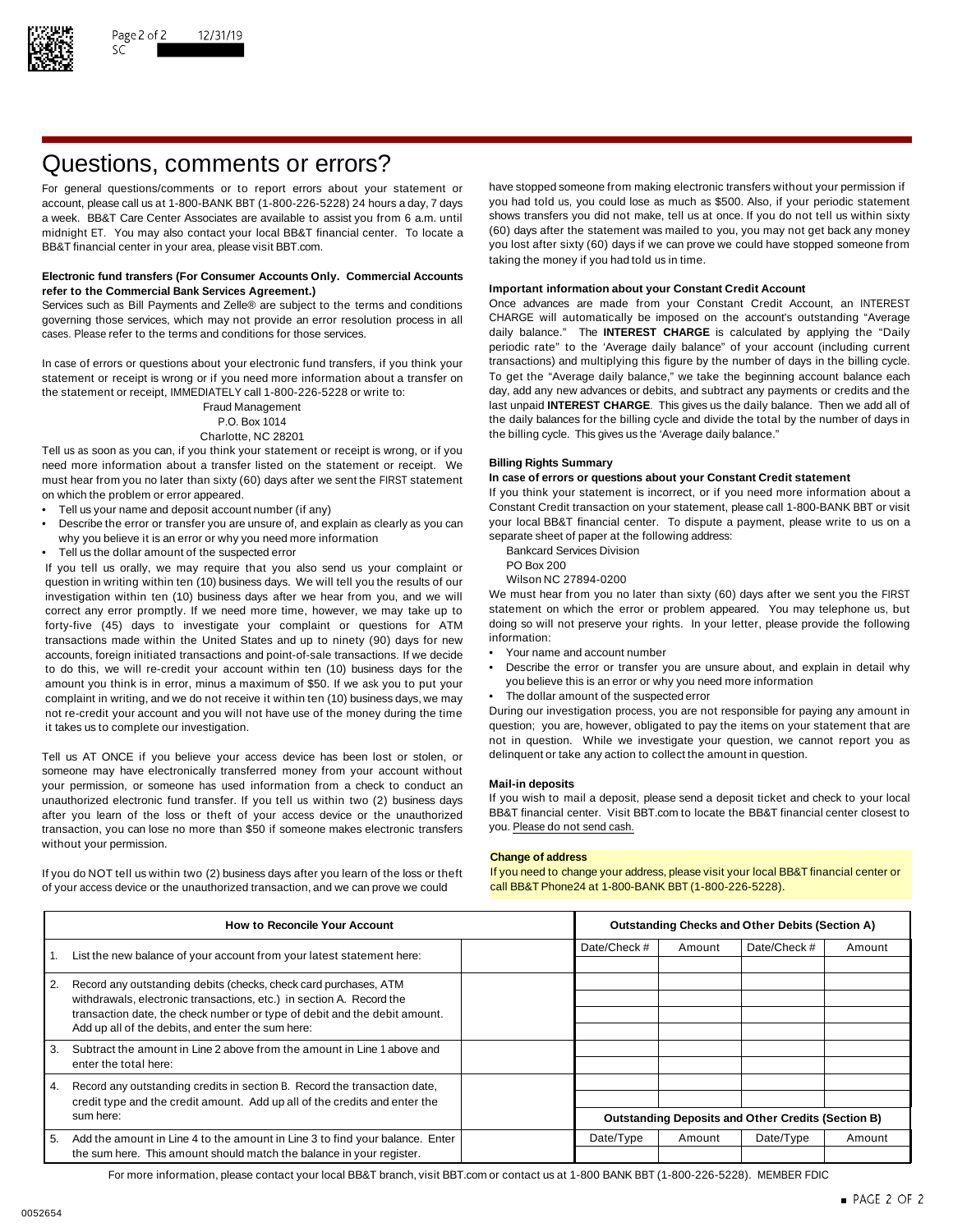# Questions, comments or errors?

For general questions/comments or to report errors about your statement or account, please call us at 1-800-BANK BBT (1-800-226-5228) 24 hours a day, 7 days a week. BB&T Care Center Associates are available to assist you from 6 a.m. until midnight ET. You may also contact your local BB&T financial center. To locate a BB&T financial center in your area, please visit BBT.com.

**Electronic fund transfers (For Consumer Accounts Only. Commercial Accounts refer to the Commercial Bank Services Agreement.)**

Services such as Bill Payments and Zelle® are subject to the terms and conditions governing those services, which may not provide an error resolution process in all cases. Please refer to the terms and conditions for those services.

In case of errors or questions about your electronic fund transfers, if you think your statement or receipt is wrong or if you need more information about a transfer on the statement or receipt, IMMEDIATELY call 1-800-226-5228 or write to:

Fraud Management
P.O. Box 1014
Charlotte, NC 28201

Tell us as soon as you can, if you think your statement or receipt is wrong, or if you need more information about a transfer listed on the statement or receipt. We must hear from you no later than sixty (60) days after we sent the FIRST statement on which the problem or error appeared.

- Tell us your name and deposit account number (if any)
- Describe the error or transfer you are unsure of, and explain as clearly as you can why you believe it is an error or why you need more information
- Tell us the dollar amount of the suspected error

If you tell us orally, we may require that you also send us your complaint or question in writing within ten (10) business days. We will tell you the results of our investigation within ten (10) business days after we hear from you, and we will correct any error promptly. If we need more time, however, we may take up to forty-five (45) days to investigate your complaint or questions for ATM transactions made within the United States and up to ninety (90) days for new accounts, foreign initiated transactions and point-of-sale transactions. If we decide to do this, we will re-credit your account within ten (10) business days for the amount you think is in error, minus a maximum of $50. If we ask you to put your complaint in writing, and we do not receive it within ten (10) business days, we may not re-credit your account and you will not have use of the money during the time it takes us to complete our investigation.

Tell us AT ONCE if you believe your access device has been lost or stolen, or someone may have electronically transferred money from your account without your permission, or someone has used information from a check to conduct an unauthorized electronic fund transfer. If you tell us within two (2) business days after you learn of the loss or theft of your access device or the unauthorized transaction, you can lose no more than $50 if someone makes electronic transfers without your permission.

If you do NOT tell us within two (2) business days after you learn of the loss or theft of your access device or the unauthorized transaction, and we can prove we could have stopped someone from making electronic transfers without your permission if you had told us, you could lose as much as $500. Also, if your periodic statement shows transfers you did not make, tell us at once. If you do not tell us within sixty (60) days after the statement was mailed to you, you may not get back any money you lost after sixty (60) days if we can prove we could have stopped someone from taking the money if you had told us in time.

**Important information about your Constant Credit Account**

Once advances are made from your Constant Credit Account, an INTEREST CHARGE will automatically be imposed on the account's outstanding "Average daily balance." The **INTEREST CHARGE** is calculated by applying the "Daily periodic rate" to the 'Average daily balance" of your account (including current transactions) and multiplying this figure by the number of days in the billing cycle. To get the "Average daily balance," we take the beginning account balance each day, add any new advances or debits, and subtract any payments or credits and the last unpaid **INTEREST CHARGE**. This gives us the daily balance. Then we add all of the daily balances for the billing cycle and divide the total by the number of days in the billing cycle. This gives us the 'Average daily balance."

**Billing Rights Summary**

**In case of errors or questions about your Constant Credit statement**

If you think your statement is incorrect, or if you need more information about a Constant Credit transaction on your statement, please call 1-800-BANK BBT or visit your local BB&T financial center. To dispute a payment, please write to us on a separate sheet of paper at the following address:

Bankcard Services Division
PO Box 200
Wilson NC 27894-0200

We must hear from you no later than sixty (60) days after we sent you the FIRST statement on which the error or problem appeared. You may telephone us, but doing so will not preserve your rights. In your letter, please provide the following information:

- Your name and account number
- Describe the error or transfer you are unsure about, and explain in detail why you believe this is an error or why you need more information
- The dollar amount of the suspected error

During our investigation process, you are not responsible for paying any amount in question; you are, however, obligated to pay the items on your statement that are not in question. While we investigate your question, we cannot report you as delinquent or take any action to collect the amount in question.

**Mail-in deposits**

If you wish to mail a deposit, please send a deposit ticket and check to your local BB&T financial center. Visit BBT.com to locate the BB&T financial center closest to you. Please do not send cash.

**Change of address**

If you need to change your address, please visit your local BB&T financial center or call BB&T Phone24 at 1-800-BANK BBT (1-800-226-5228).

| How to Reconcile Your Account | |
|---|---|
| 1. List the new balance of your account from your latest statement here: | |
| 2. Record any outstanding debits (checks, check card purchases, ATM withdrawals, electronic transactions, etc.) in section A. Record the transaction date, the check number or type of debit and the debit amount. Add up all of the debits, and enter the sum here: | |
| 3. Subtract the amount in Line 2 above from the amount in Line 1 above and enter the total here: | |
| 4. Record any outstanding credits in section B. Record the transaction date, credit type and the credit amount. Add up all of the credits and enter the sum here: | |
| 5. Add the amount in Line 4 to the amount in Line 3 to find your balance. Enter the sum here. This amount should match the balance in your register. | |

| Outstanding Checks and Other Debits (Section A) | | | |
|---|---|---|---|
| Date/Check # | Amount | Date/Check # | Amount |
| | | | |
| | | | |
| | | | |
| | | | |
| | | | |
| | | | |
| | | | |
| | | | |
| | | | |

| Outstanding Deposits and Other Credits (Section B) | | | |
|---|---|---|---|
| Date/Type | Amount | Date/Type | Amount |
| | | | |

For more information, please contact your local BB&T branch, visit BBT.com or contact us at 1-800 BANK BBT (1-800-226-5228). MEMBER FDIC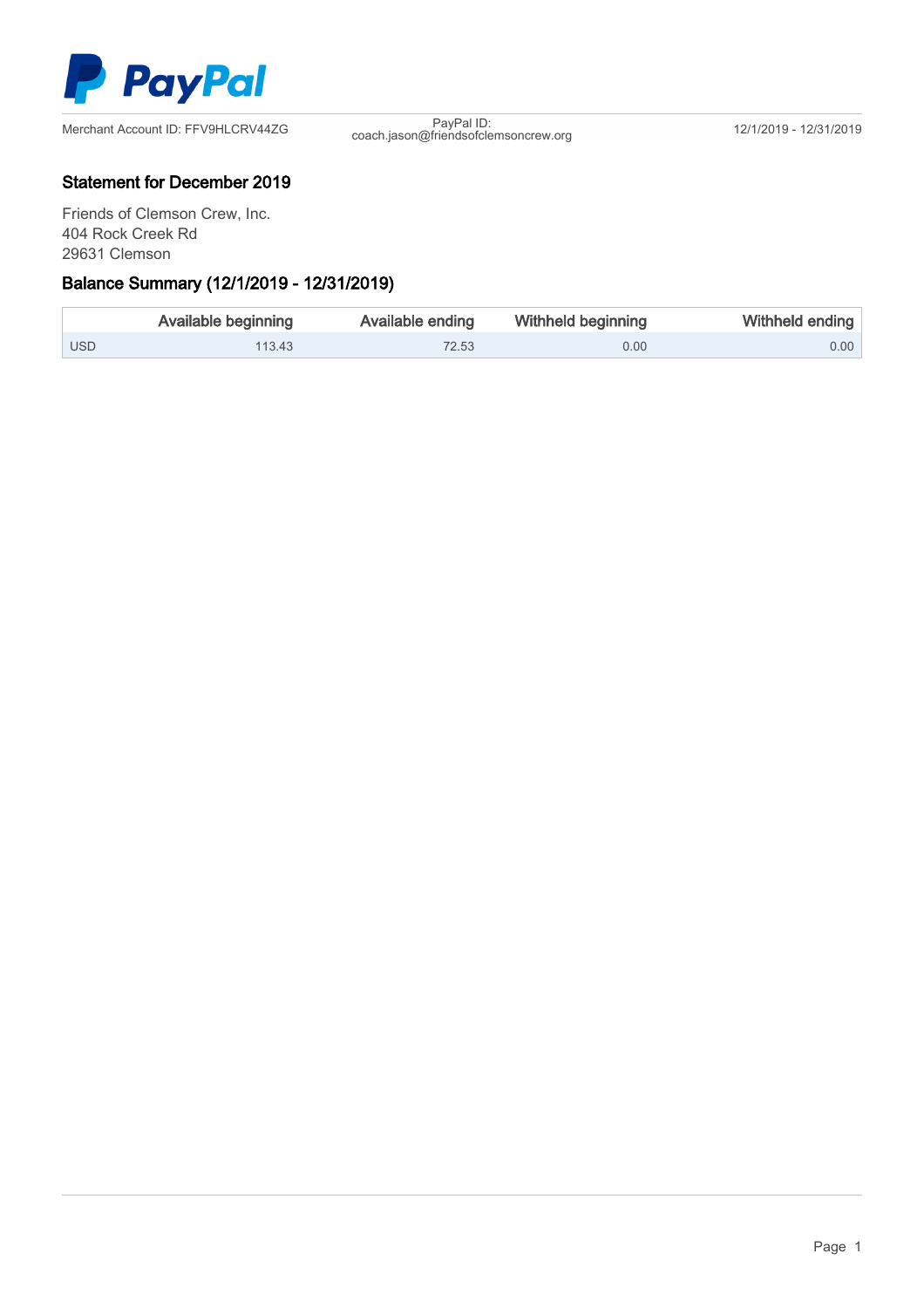Merchant Account ID: FFV9HLCRV44ZG | PayPal ID: coach.jason@friendsofclemsoncrew.org | 12/1/2019 - 12/31/2019

## Statement for December 2019

Friends of Clemson Crew, Inc.
404 Rock Creek Rd
29631 Clemson

## Balance Summary (12/1/2019 - 12/31/2019)

| | Available beginning | Available ending | Withheld beginning | Withheld ending |
|---|---|---|---|---|
| USD | 113.43 | 72.53 | 0.00 | 0.00 |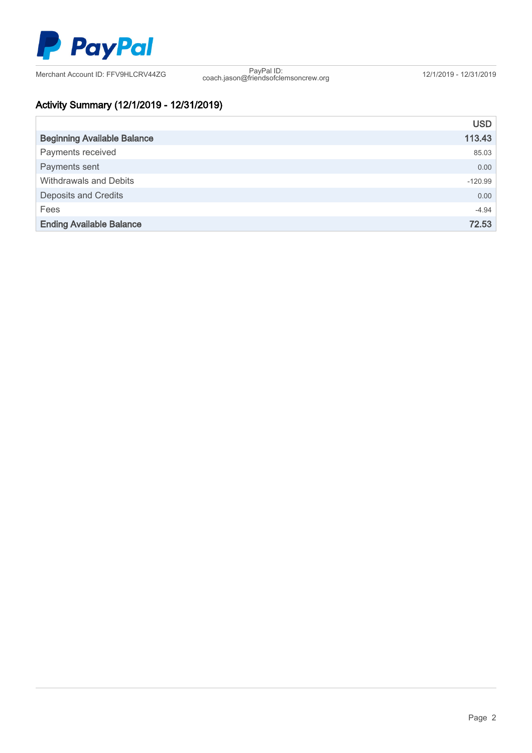Merchant Account ID: FFV9HLCRV44ZG

PayPal ID: coach.jason@friendsofclemsoncrew.org

12/1/2019 - 12/31/2019

## Activity Summary (12/1/2019 - 12/31/2019)

| | USD |
|---|---|
| **Beginning Available Balance** | **113.43** |
| Payments received | 85.03 |
| Payments sent | 0.00 |
| Withdrawals and Debits | -120.99 |
| Deposits and Credits | 0.00 |
| Fees | -4.94 |
| **Ending Available Balance** | **72.53** |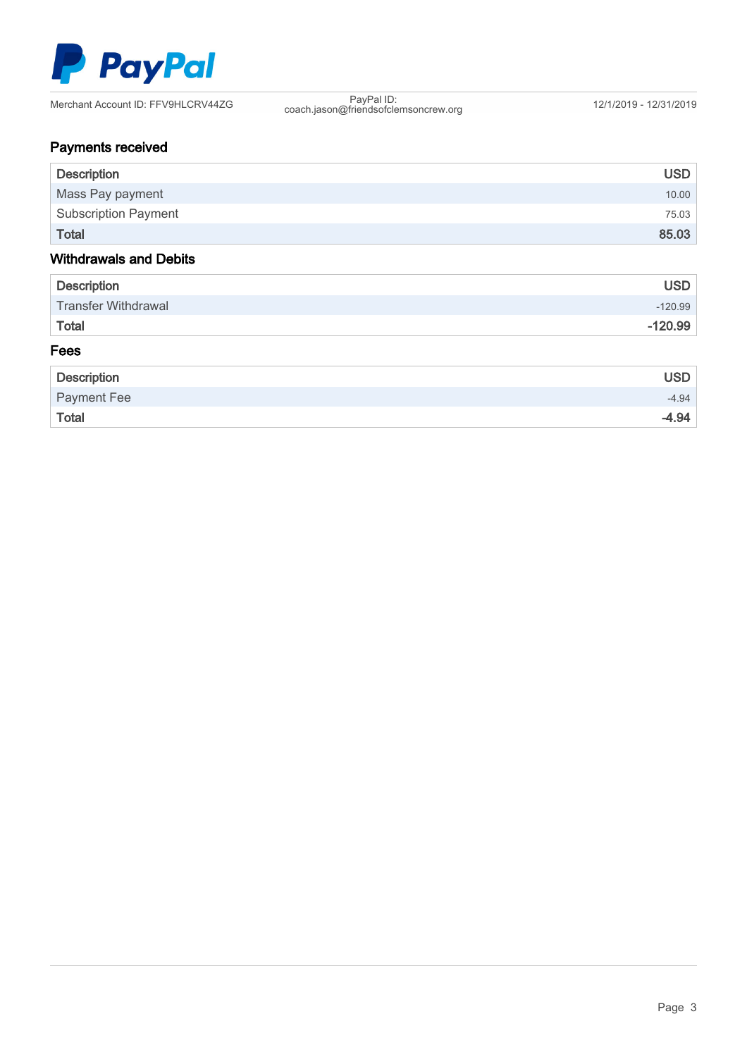Merchant Account ID: FFV9HLCRV44ZG

PayPal ID: coach.jason@friendsofclemsoncrew.org

12/1/2019 - 12/31/2019

## Payments received

| Description | USD |
|---|---|
| Mass Pay payment | 10.00 |
| Subscription Payment | 75.03 |
| **Total** | **85.03** |

## Withdrawals and Debits

| Description | USD |
|---|---|
| Transfer Withdrawal | -120.99 |
| **Total** | **-120.99** |

## Fees

| Description | USD |
|---|---|
| Payment Fee | -4.94 |
| **Total** | **-4.94** |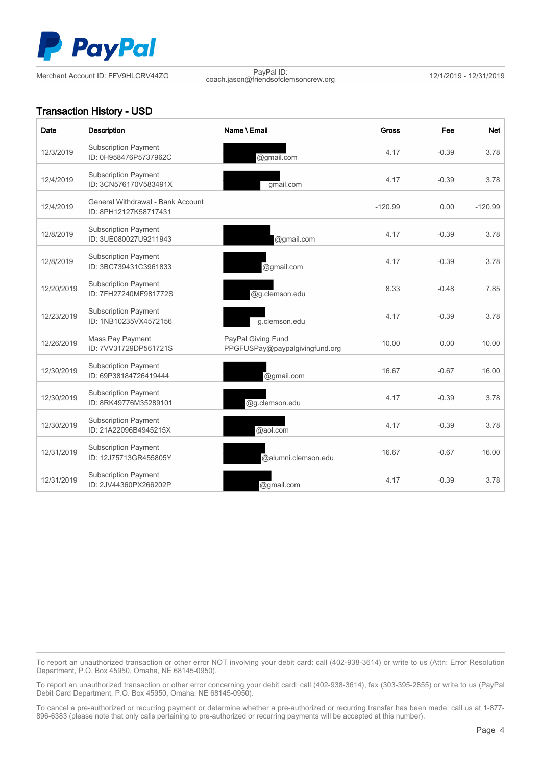PayPal

Merchant Account ID: FFV9HLCRV44ZG

PayPal ID: coach.jason@friendsofclemsoncrew.org

12/1/2019 - 12/31/2019

## Transaction History - USD

| Date | Description | Name \ Email | Gross | Fee | Net |
|---|---|---|---|---|---|
| 12/3/2019 | Subscription Payment ID: 0H958476P5737962C | @gmail.com | 4.17 | -0.39 | 3.78 |
| 12/4/2019 | Subscription Payment ID: 3CN576170V583491X | gmail.com | 4.17 | -0.39 | 3.78 |
| 12/4/2019 | General Withdrawal - Bank Account ID: 8PH12127K58717431 | | -120.99 | 0.00 | -120.99 |
| 12/8/2019 | Subscription Payment ID: 3UE080027U9211943 | @gmail.com | 4.17 | -0.39 | 3.78 |
| 12/8/2019 | Subscription Payment ID: 3BC739431C3961833 | @gmail.com | 4.17 | -0.39 | 3.78 |
| 12/20/2019 | Subscription Payment ID: 7FH27240MF981772S | @g.clemson.edu | 8.33 | -0.48 | 7.85 |
| 12/23/2019 | Subscription Payment ID: 1NB10235VX4572156 | g.clemson.edu | 4.17 | -0.39 | 3.78 |
| 12/26/2019 | Mass Pay Payment ID: 7VV31729DP561721S | PayPal Giving Fund PPGFUSPay@paypalgivingfund.org | 10.00 | 0.00 | 10.00 |
| 12/30/2019 | Subscription Payment ID: 69P38184726419444 | @gmail.com | 16.67 | -0.67 | 16.00 |
| 12/30/2019 | Subscription Payment ID: 8RK49776M35289101 | @g.clemson.edu | 4.17 | -0.39 | 3.78 |
| 12/30/2019 | Subscription Payment ID: 21A22096B4945215X | @aol.com | 4.17 | -0.39 | 3.78 |
| 12/31/2019 | Subscription Payment ID: 12J75713GR455805Y | @alumni.clemson.edu | 16.67 | -0.67 | 16.00 |
| 12/31/2019 | Subscription Payment ID: 2JV44360PX266202P | @gmail.com | 4.17 | -0.39 | 3.78 |

To report an unauthorized transaction or other error NOT involving your debit card: call (402-938-3614) or write to us (Attn: Error Resolution Department, P.O. Box 45950, Omaha, NE 68145-0950).

To report an unauthorized transaction or other error concerning your debit card: call (402-938-3614), fax (303-395-2855) or write to us (PayPal Debit Card Department, P.O. Box 45950, Omaha, NE 68145-0950).

To cancel a pre-authorized or recurring payment or determine whether a pre-authorized or recurring transfer has been made: call us at 1-877-896-6383 (please note that only calls pertaining to pre-authorized or recurring payments will be accepted at this number).